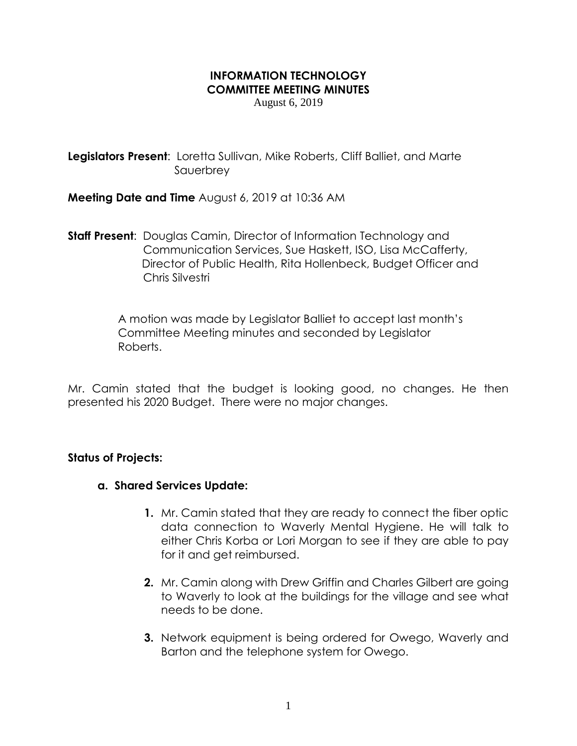# INFORMATION TECHNOLOGY COMMITTEE MEETING MINUTES

August 6, 2019

**Legislators Present**: Loretta Sullivan, Mike Roberts, Cliff Balliet, and Marte Sauerbrey

**Meeting Date and Time** August 6, 2019 at 10:36 AM

**Staff Present**: Douglas Camin, Director of Information Technology and Communication Services, Sue Haskett, ISO, Lisa McCafferty, Director of Public Health, Rita Hollenbeck, Budget Officer and Chris Silvestri

A motion was made by Legislator Balliet to accept last month's Committee Meeting minutes and seconded by Legislator Roberts.

Mr. Camin stated that the budget is looking good, no changes. He then presented his 2020 Budget. There were no major changes.

**Status of Projects:**

**a. Shared Services Update:**

1. Mr. Camin stated that they are ready to connect the fiber optic data connection to Waverly Mental Hygiene. He will talk to either Chris Korba or Lori Morgan to see if they are able to pay for it and get reimbursed.

2. Mr. Camin along with Drew Griffin and Charles Gilbert are going to Waverly to look at the buildings for the village and see what needs to be done.

3. Network equipment is being ordered for Owego, Waverly and Barton and the telephone system for Owego.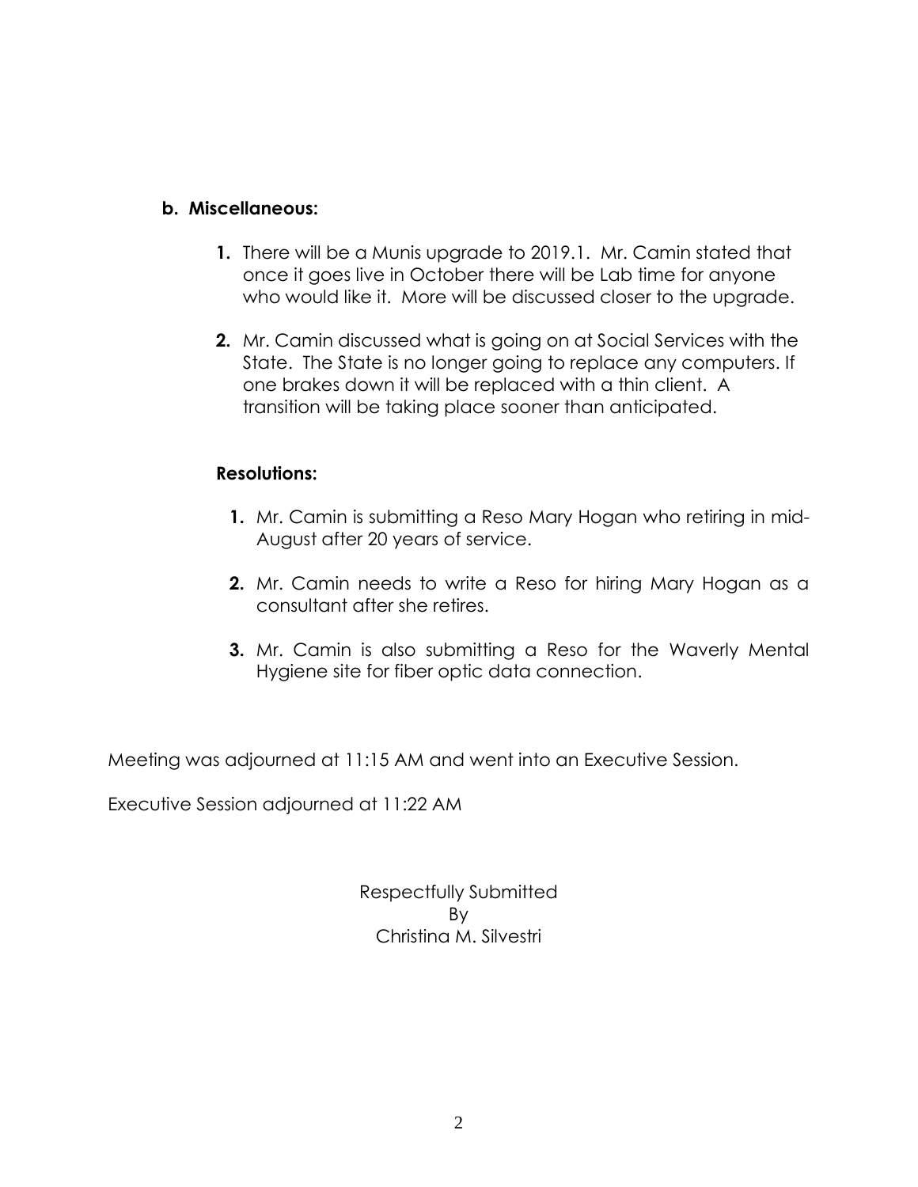**b. Miscellaneous:**

1. There will be a Munis upgrade to 2019.1. Mr. Camin stated that once it goes live in October there will be Lab time for anyone who would like it. More will be discussed closer to the upgrade.

2. Mr. Camin discussed what is going on at Social Services with the State. The State is no longer going to replace any computers. If one brakes down it will be replaced with a thin client. A transition will be taking place sooner than anticipated.

**Resolutions:**

1. Mr. Camin is submitting a Reso Mary Hogan who retiring in mid-August after 20 years of service.

2. Mr. Camin needs to write a Reso for hiring Mary Hogan as a consultant after she retires.

3. Mr. Camin is also submitting a Reso for the Waverly Mental Hygiene site for fiber optic data connection.

Meeting was adjourned at 11:15 AM and went into an Executive Session.

Executive Session adjourned at 11:22 AM

Respectfully Submitted
By
Christina M. Silvestri